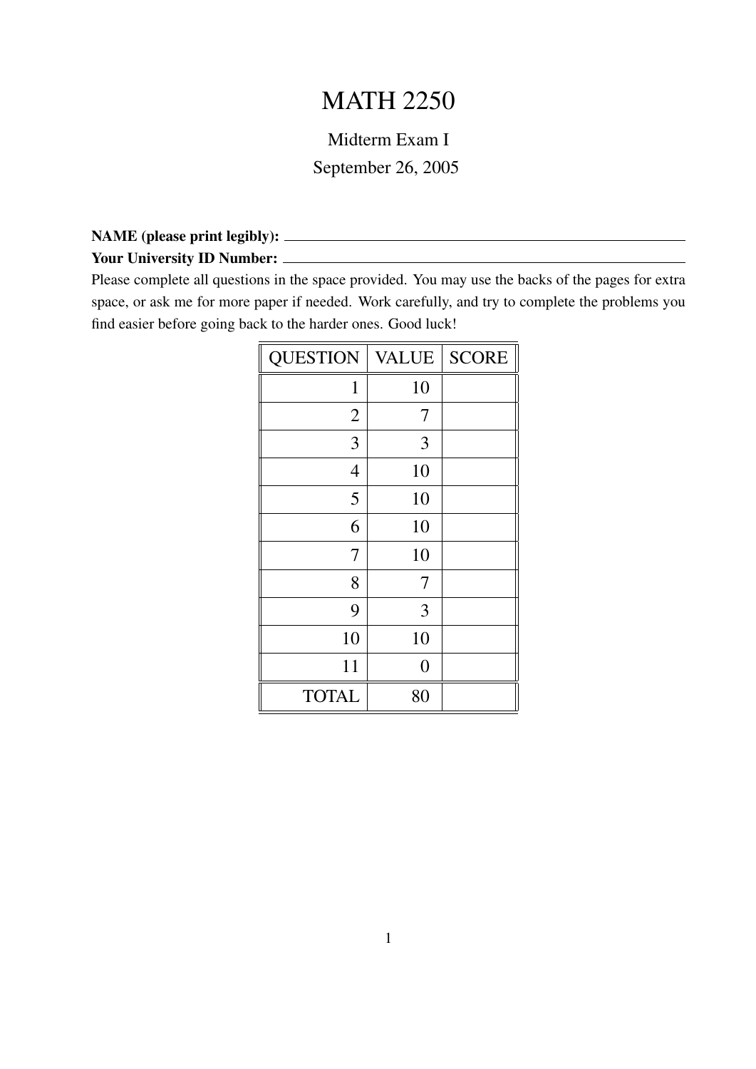# MATH 2250

Midterm Exam I

September 26, 2005

**NAME (please print legibly):** ______________________________

**Your University ID Number:** ______________________________

Please complete all questions in the space provided. You may use the backs of the pages for extra space, or ask me for more paper if needed. Work carefully, and try to complete the problems you find easier before going back to the harder ones. Good luck!

| QUESTION | VALUE | SCORE |
|---|---|---|
| 1 | 10 | |
| 2 | 7 | |
| 3 | 3 | |
| 4 | 10 | |
| 5 | 10 | |
| 6 | 10 | |
| 7 | 10 | |
| 8 | 7 | |
| 9 | 3 | |
| 10 | 10 | |
| 11 | 0 | |
| TOTAL | 80 | |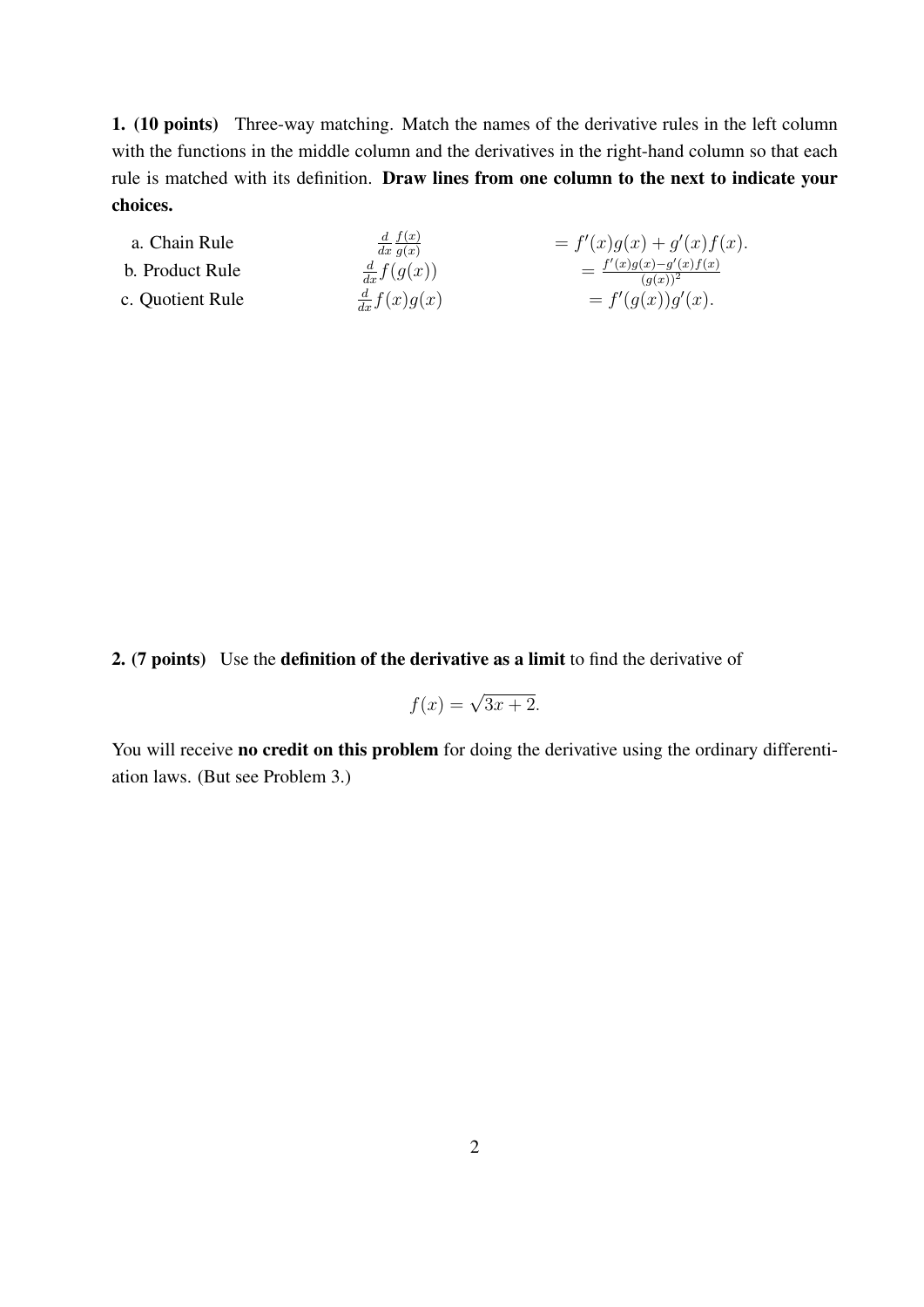**1. (10 points)** Three-way matching. Match the names of the derivative rules in the left column with the functions in the middle column and the derivatives in the right-hand column so that each rule is matched with its definition. **Draw lines from one column to the next to indicate your choices.**

| | | |
|---|---|---|
| a. Chain Rule | $\frac{d}{dx}\frac{f(x)}{g(x)}$ | $= f'(x)g(x) + g'(x)f(x).$ |
| b. Product Rule | $\frac{d}{dx}f(g(x))$ | $= \frac{f'(x)g(x) - g'(x)f(x)}{(g(x))^2}$ |
| c. Quotient Rule | $\frac{d}{dx}f(x)g(x)$ | $= f'(g(x))g'(x).$ |

**2. (7 points)** Use the **definition of the derivative as a limit** to find the derivative of

$$f(x) = \sqrt{3x+2}.$$

You will receive **no credit on this problem** for doing the derivative using the ordinary differentiation laws. (But see Problem 3.)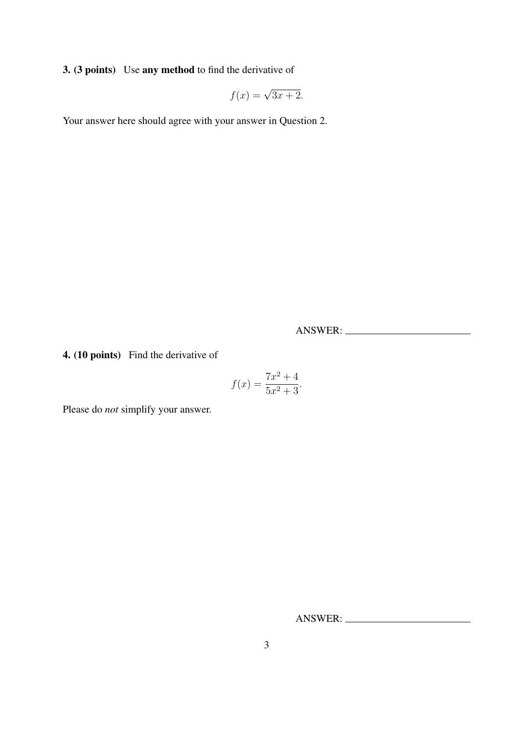**3. (3 points)** Use **any method** to find the derivative of

$$f(x) = \sqrt{3x+2}.$$

Your answer here should agree with your answer in Question 2.

ANSWER: \_\_\_\_\_\_\_\_\_\_\_\_\_\_\_\_\_\_\_\_\_\_\_\_

**4. (10 points)** Find the derivative of

$$f(x) = \frac{7x^2+4}{5x^2+3}.$$

Please do *not* simplify your answer.

ANSWER: \_\_\_\_\_\_\_\_\_\_\_\_\_\_\_\_\_\_\_\_\_\_\_\_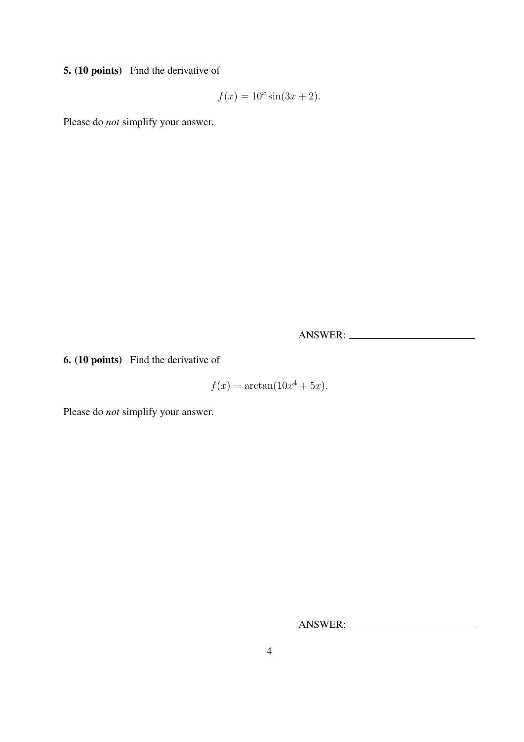**5. (10 points)** Find the derivative of

$$f(x) = 10^x \sin(3x + 2).$$

Please do *not* simplify your answer.

ANSWER: \_\_\_\_\_\_\_\_\_\_\_\_\_\_\_\_\_\_\_\_\_\_\_\_

**6. (10 points)** Find the derivative of

$$f(x) = \arctan(10x^4 + 5x).$$

Please do *not* simplify your answer.

ANSWER: \_\_\_\_\_\_\_\_\_\_\_\_\_\_\_\_\_\_\_\_\_\_\_\_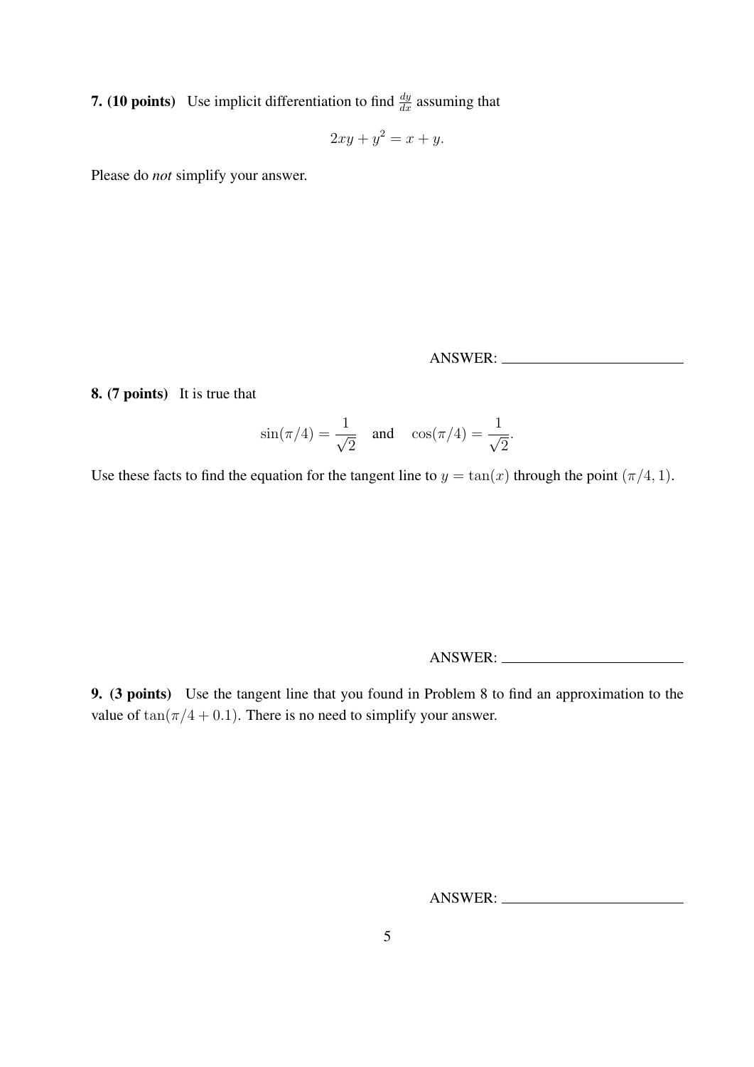**7. (10 points)** Use implicit differentiation to find $\frac{dy}{dx}$ assuming that

$$2xy + y^2 = x + y.$$

Please do *not* simplify your answer.

ANSWER: ____________________

**8. (7 points)** It is true that

$$\sin(\pi/4) = \frac{1}{\sqrt{2}} \quad \text{and} \quad \cos(\pi/4) = \frac{1}{\sqrt{2}}.$$

Use these facts to find the equation for the tangent line to $y = \tan(x)$ through the point $(\pi/4, 1)$.

ANSWER: ____________________

**9. (3 points)** Use the tangent line that you found in Problem 8 to find an approximation to the value of $\tan(\pi/4 + 0.1)$. There is no need to simplify your answer.

ANSWER: ____________________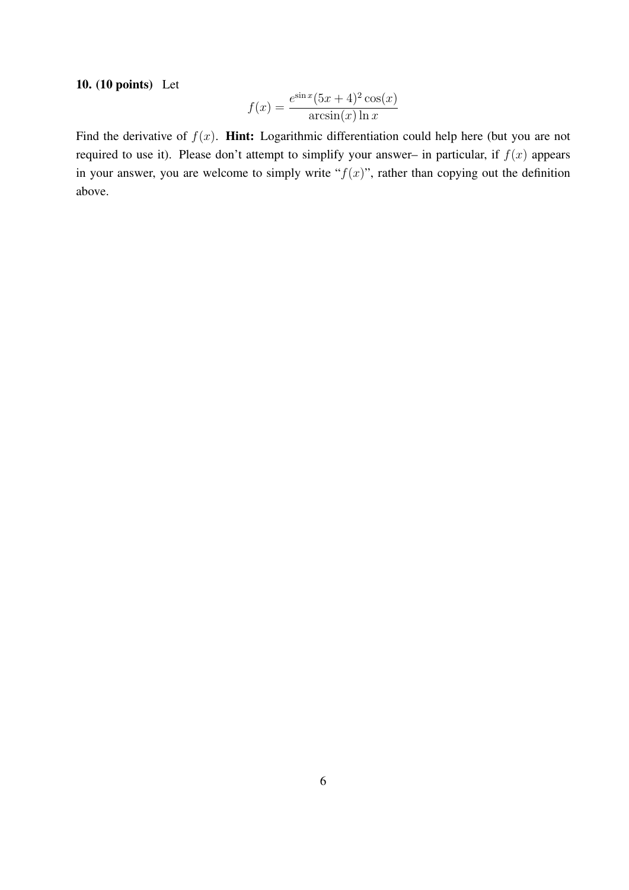**10. (10 points)** Let

$$f(x) = \frac{e^{\sin x}(5x+4)^2 \cos(x)}{\arcsin(x) \ln x}$$

Find the derivative of $f(x)$. **Hint:** Logarithmic differentiation could help here (but you are not required to use it). Please don't attempt to simplify your answer– in particular, if $f(x)$ appears in your answer, you are welcome to simply write "$f(x)$", rather than copying out the definition above.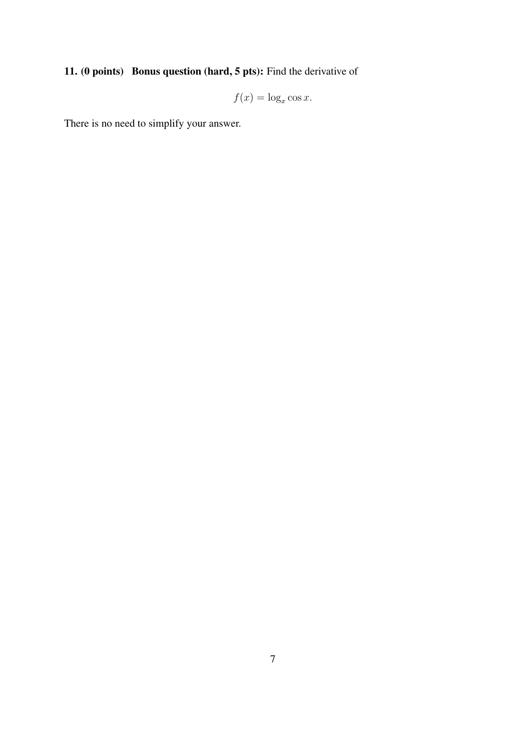**11. (0 points) Bonus question (hard, 5 pts):** Find the derivative of

$$f(x) = \log_x \cos x.$$

There is no need to simplify your answer.